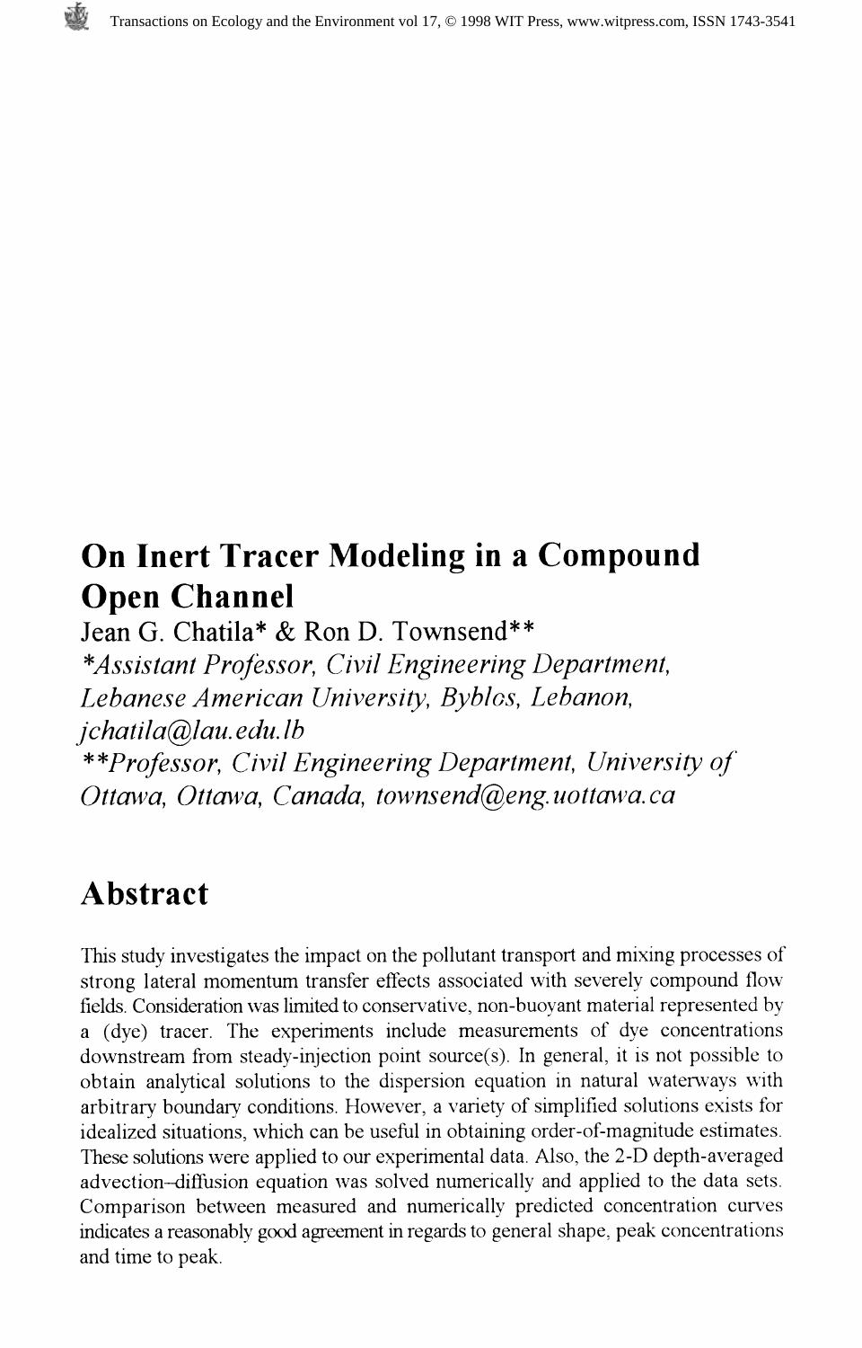# On Inert Tracer Modeling in a Compound Open Channel

Jean G. Chatila* & Ron D. Townsend**

*\*Assistant Professor, Civil Engineering Department, Lebanese American University, Byblos, Lebanon, jchatila@lau.edu.lb*

*\*\*Professor, Civil Engineering Department, University of Ottawa, Ottawa, Canada, townsend@eng.uottawa.ca*

## Abstract

This study investigates the impact on the pollutant transport and mixing processes of strong lateral momentum transfer effects associated with severely compound flow fields. Consideration was limited to conservative, non-buoyant material represented by a (dye) tracer. The experiments include measurements of dye concentrations downstream from steady-injection point source(s). In general, it is not possible to obtain analytical solutions to the dispersion equation in natural waterways with arbitrary boundary conditions. However, a variety of simplified solutions exists for idealized situations, which can be useful in obtaining order-of-magnitude estimates. These solutions were applied to our experimental data. Also, the 2-D depth-averaged advection–diffusion equation was solved numerically and applied to the data sets. Comparison between measured and numerically predicted concentration curves indicates a reasonably good agreement in regards to general shape, peak concentrations and time to peak.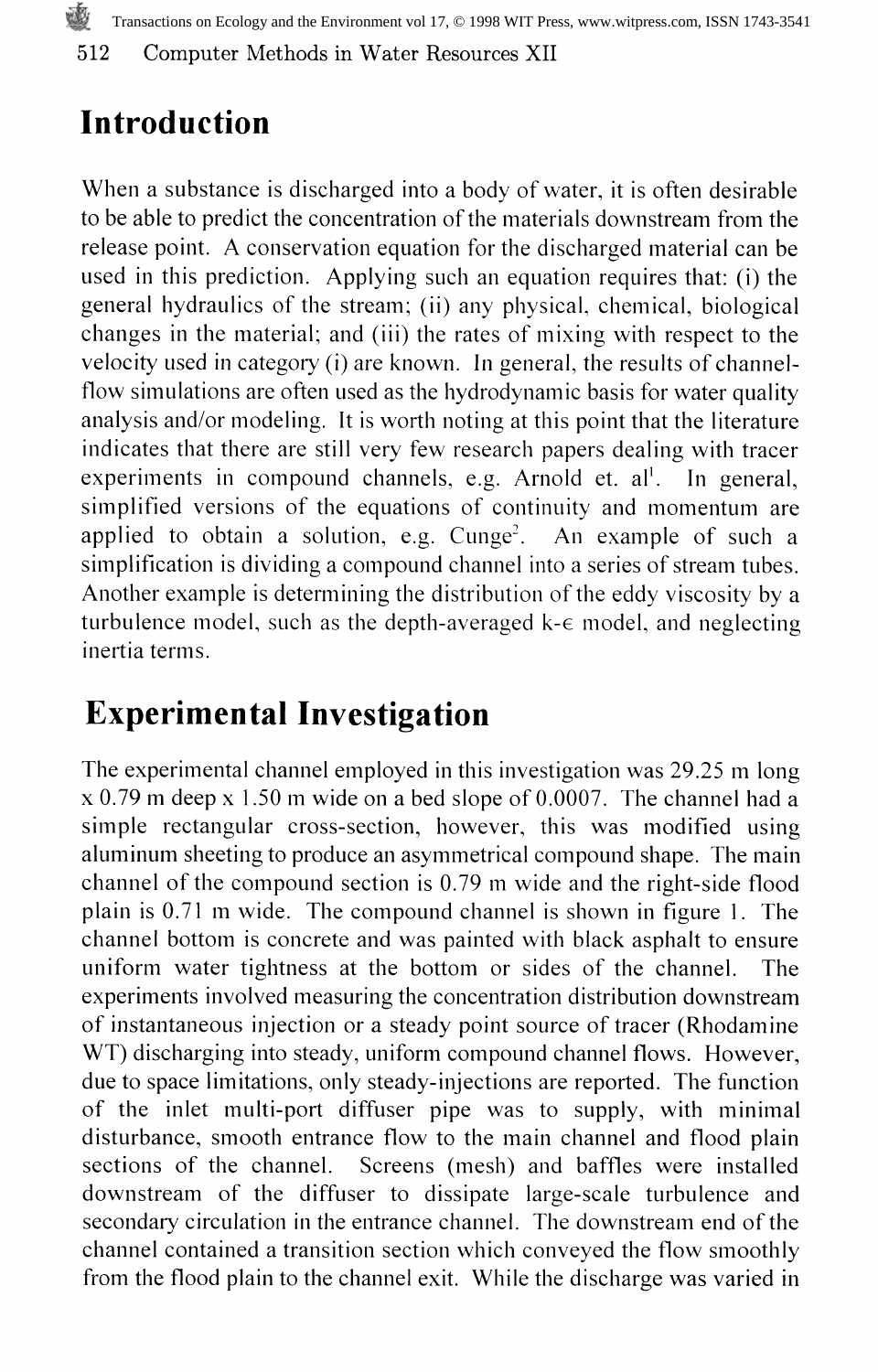## Introduction

When a substance is discharged into a body of water, it is often desirable to be able to predict the concentration of the materials downstream from the release point. A conservation equation for the discharged material can be used in this prediction. Applying such an equation requires that: (i) the general hydraulics of the stream; (ii) any physical, chemical, biological changes in the material; and (iii) the rates of mixing with respect to the velocity used in category (i) are known. In general, the results of channel-flow simulations are often used as the hydrodynamic basis for water quality analysis and/or modeling. It is worth noting at this point that the literature indicates that there are still very few research papers dealing with tracer experiments in compound channels, e.g. Arnold et. al[1]. In general, simplified versions of the equations of continuity and momentum are applied to obtain a solution, e.g. Cunge[2]. An example of such a simplification is dividing a compound channel into a series of stream tubes. Another example is determining the distribution of the eddy viscosity by a turbulence model, such as the depth-averaged k-$\epsilon$ model, and neglecting inertia terms.

## Experimental Investigation

The experimental channel employed in this investigation was 29.25 m long x 0.79 m deep x 1.50 m wide on a bed slope of 0.0007. The channel had a simple rectangular cross-section, however, this was modified using aluminum sheeting to produce an asymmetrical compound shape. The main channel of the compound section is 0.79 m wide and the right-side flood plain is 0.71 m wide. The compound channel is shown in figure 1. The channel bottom is concrete and was painted with black asphalt to ensure uniform water tightness at the bottom or sides of the channel. The experiments involved measuring the concentration distribution downstream of instantaneous injection or a steady point source of tracer (Rhodamine WT) discharging into steady, uniform compound channel flows. However, due to space limitations, only steady-injections are reported. The function of the inlet multi-port diffuser pipe was to supply, with minimal disturbance, smooth entrance flow to the main channel and flood plain sections of the channel. Screens (mesh) and baffles were installed downstream of the diffuser to dissipate large-scale turbulence and secondary circulation in the entrance channel. The downstream end of the channel contained a transition section which conveyed the flow smoothly from the flood plain to the channel exit. While the discharge was varied in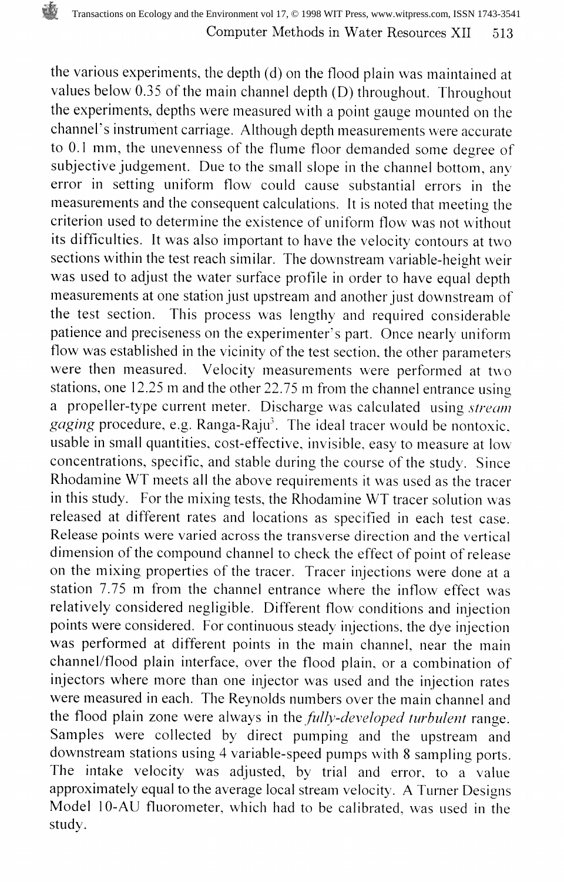the various experiments, the depth (d) on the flood plain was maintained at values below 0.35 of the main channel depth (D) throughout. Throughout the experiments, depths were measured with a point gauge mounted on the channel's instrument carriage. Although depth measurements were accurate to 0.1 mm, the unevenness of the flume floor demanded some degree of subjective judgement. Due to the small slope in the channel bottom, any error in setting uniform flow could cause substantial errors in the measurements and the consequent calculations. It is noted that meeting the criterion used to determine the existence of uniform flow was not without its difficulties. It was also important to have the velocity contours at two sections within the test reach similar. The downstream variable-height weir was used to adjust the water surface profile in order to have equal depth measurements at one station just upstream and another just downstream of the test section. This process was lengthy and required considerable patience and preciseness on the experimenter's part. Once nearly uniform flow was established in the vicinity of the test section, the other parameters were then measured. Velocity measurements were performed at two stations, one 12.25 m and the other 22.75 m from the channel entrance using a propeller-type current meter. Discharge was calculated using *stream gaging* procedure, e.g. Ranga-Raju[3]. The ideal tracer would be nontoxic, usable in small quantities, cost-effective, invisible, easy to measure at low concentrations, specific, and stable during the course of the study. Since Rhodamine WT meets all the above requirements it was used as the tracer in this study. For the mixing tests, the Rhodamine WT tracer solution was released at different rates and locations as specified in each test case. Release points were varied across the transverse direction and the vertical dimension of the compound channel to check the effect of point of release on the mixing properties of the tracer. Tracer injections were done at a station 7.75 m from the channel entrance where the inflow effect was relatively considered negligible. Different flow conditions and injection points were considered. For continuous steady injections, the dye injection was performed at different points in the main channel, near the main channel/flood plain interface, over the flood plain, or a combination of injectors where more than one injector was used and the injection rates were measured in each. The Reynolds numbers over the main channel and the flood plain zone were always in the *fully-developed turbulent* range. Samples were collected by direct pumping and the upstream and downstream stations using 4 variable-speed pumps with 8 sampling ports. The intake velocity was adjusted, by trial and error, to a value approximately equal to the average local stream velocity. A Turner Designs Model 10-AU fluorometer, which had to be calibrated, was used in the study.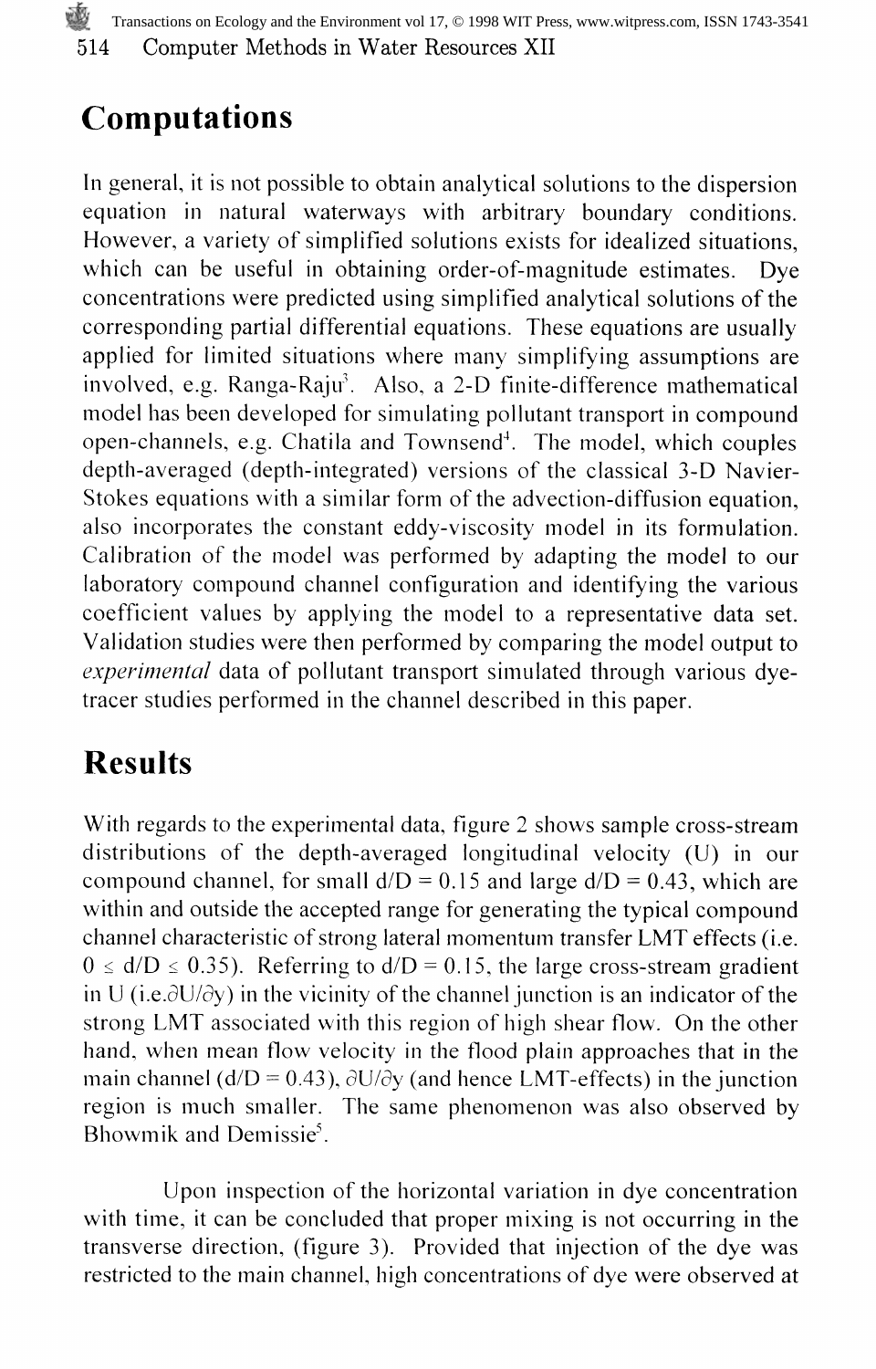## Computations

In general, it is not possible to obtain analytical solutions to the dispersion equation in natural waterways with arbitrary boundary conditions. However, a variety of simplified solutions exists for idealized situations, which can be useful in obtaining order-of-magnitude estimates. Dye concentrations were predicted using simplified analytical solutions of the corresponding partial differential equations. These equations are usually applied for limited situations where many simplifying assumptions are involved, e.g. Ranga-Raju[3]. Also, a 2-D finite-difference mathematical model has been developed for simulating pollutant transport in compound open-channels, e.g. Chatila and Townsend[4]. The model, which couples depth-averaged (depth-integrated) versions of the classical 3-D Navier-Stokes equations with a similar form of the advection-diffusion equation, also incorporates the constant eddy-viscosity model in its formulation. Calibration of the model was performed by adapting the model to our laboratory compound channel configuration and identifying the various coefficient values by applying the model to a representative data set. Validation studies were then performed by comparing the model output to *experimental* data of pollutant transport simulated through various dye-tracer studies performed in the channel described in this paper.

## Results

With regards to the experimental data, figure 2 shows sample cross-stream distributions of the depth-averaged longitudinal velocity (U) in our compound channel, for small $d/D = 0.15$ and large $d/D = 0.43$, which are within and outside the accepted range for generating the typical compound channel characteristic of strong lateral momentum transfer LMT effects (i.e. $0 \leq d/D \leq 0.35$). Referring to $d/D = 0.15$, the large cross-stream gradient in U (i.e.$\partial U/\partial y$) in the vicinity of the channel junction is an indicator of the strong LMT associated with this region of high shear flow. On the other hand, when mean flow velocity in the flood plain approaches that in the main channel ($d/D = 0.43$), $\partial U/\partial y$ (and hence LMT-effects) in the junction region is much smaller. The same phenomenon was also observed by Bhowmik and Demissie[5].

Upon inspection of the horizontal variation in dye concentration with time, it can be concluded that proper mixing is not occurring in the transverse direction, (figure 3). Provided that injection of the dye was restricted to the main channel, high concentrations of dye were observed at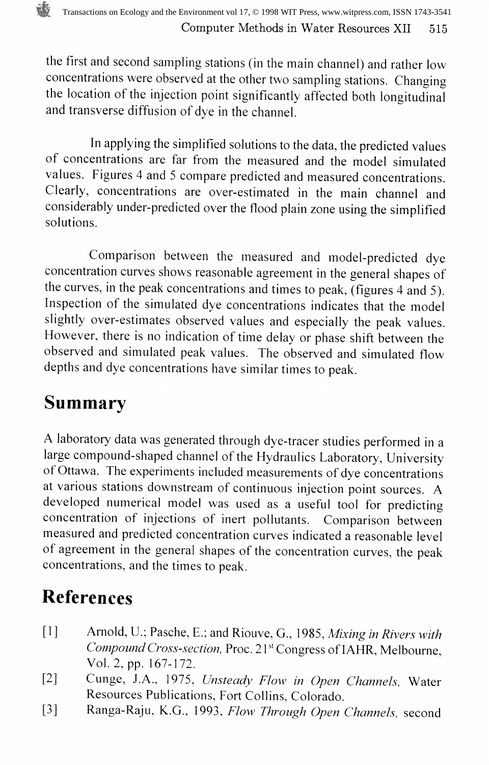the first and second sampling stations (in the main channel) and rather low concentrations were observed at the other two sampling stations. Changing the location of the injection point significantly affected both longitudinal and transverse diffusion of dye in the channel.

In applying the simplified solutions to the data, the predicted values of concentrations are far from the measured and the model simulated values. Figures 4 and 5 compare predicted and measured concentrations. Clearly, concentrations are over-estimated in the main channel and considerably under-predicted over the flood plain zone using the simplified solutions.

Comparison between the measured and model-predicted dye concentration curves shows reasonable agreement in the general shapes of the curves, in the peak concentrations and times to peak, (figures 4 and 5). Inspection of the simulated dye concentrations indicates that the model slightly over-estimates observed values and especially the peak values. However, there is no indication of time delay or phase shift between the observed and simulated peak values. The observed and simulated flow depths and dye concentrations have similar times to peak.

# Summary

A laboratory data was generated through dye-tracer studies performed in a large compound-shaped channel of the Hydraulics Laboratory, University of Ottawa. The experiments included measurements of dye concentrations at various stations downstream of continuous injection point sources. A developed numerical model was used as a useful tool for predicting concentration of injections of inert pollutants. Comparison between measured and predicted concentration curves indicated a reasonable level of agreement in the general shapes of the concentration curves, the peak concentrations, and the times to peak.

# References

[1] Arnold, U.; Pasche, E.; and Riouve, G., 1985, *Mixing in Rivers with Compound Cross-section,* Proc. 21st Congress of IAHR, Melbourne, Vol. 2, pp. 167-172.

[2] Cunge, J.A., 1975, *Unsteady Flow in Open Channels,* Water Resources Publications, Fort Collins, Colorado.

[3] Ranga-Raju, K.G., 1993, *Flow Through Open Channels,* second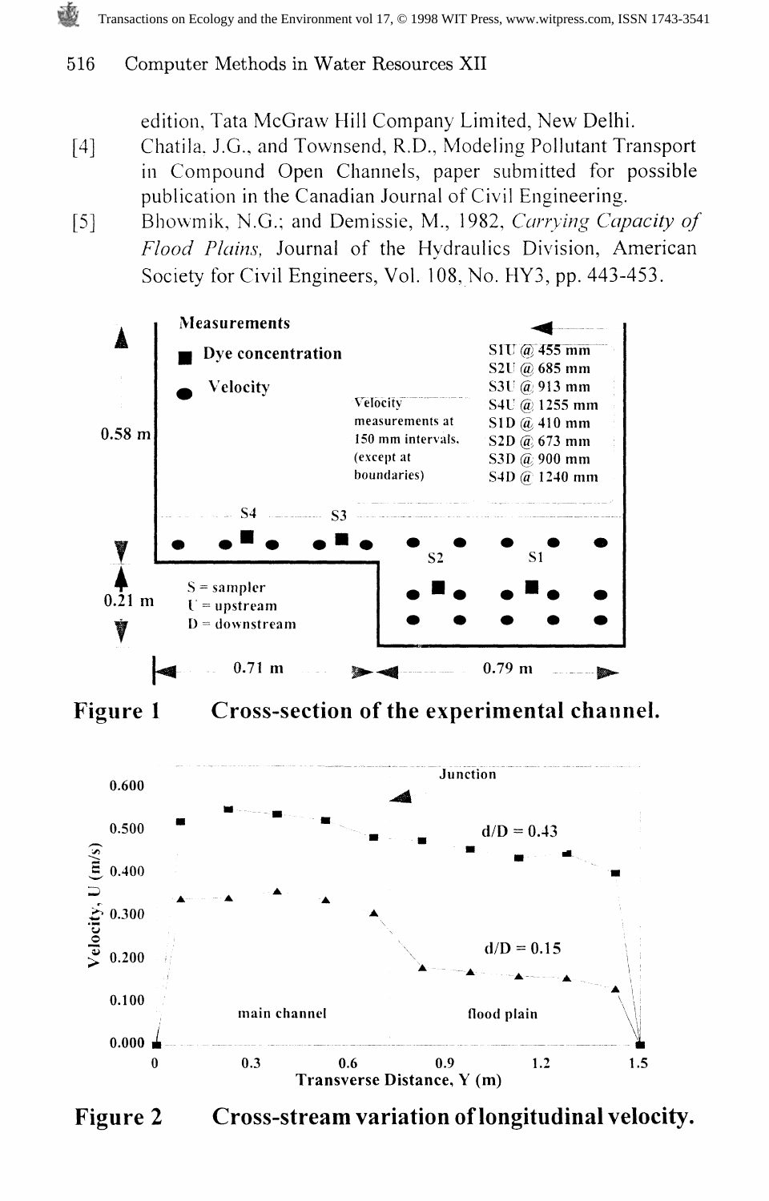edition, Tata McGraw Hill Company Limited, New Delhi.

[4] Chatila, J.G., and Townsend, R.D., Modeling Pollutant Transport in Compound Open Channels, paper submitted for possible publication in the Canadian Journal of Civil Engineering.

[5] Bhowmik, N.G.; and Demissie, M., 1982, *Carrying Capacity of Flood Plains,* Journal of the Hydraulics Division, American Society for Civil Engineers, Vol. 108, No. HY3, pp. 443-453.

**Figure 1 Cross-section of the experimental channel.**

**Figure 2 Cross-stream variation of longitudinal velocity.**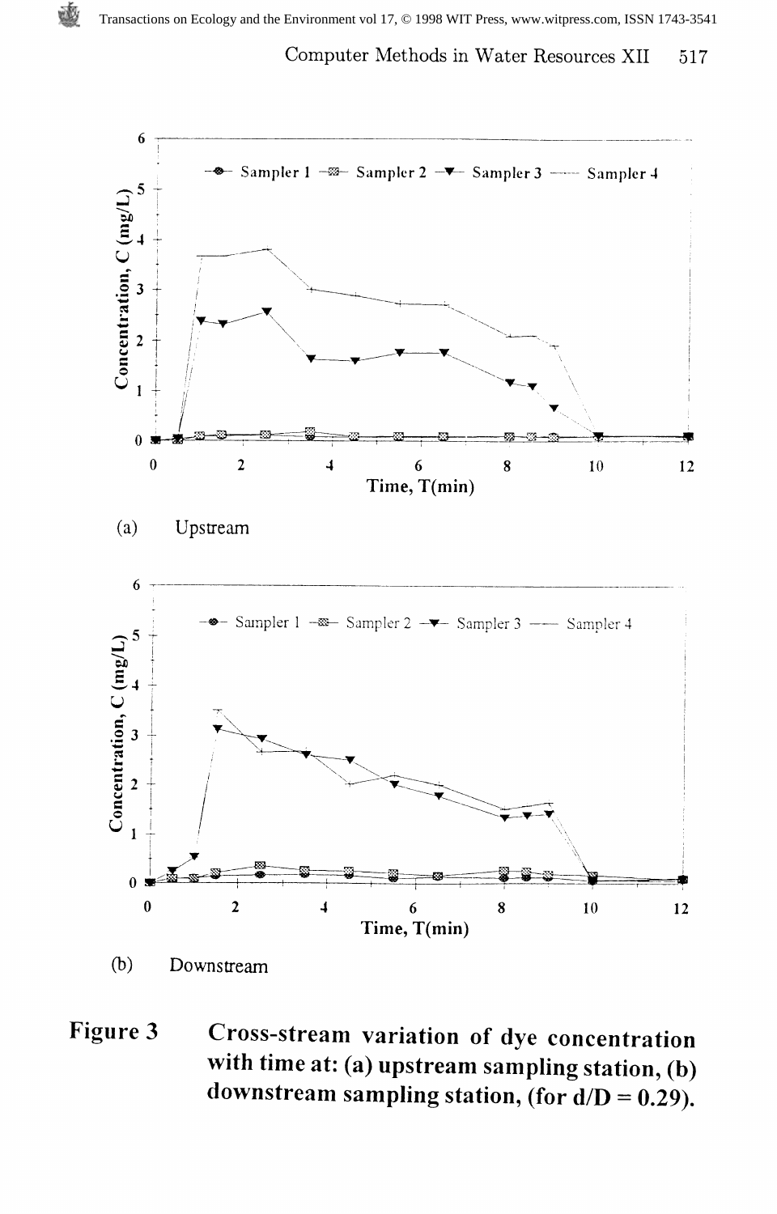(a) Upstream

(b) Downstream

**Figure 3 Cross-stream variation of dye concentration with time at: (a) upstream sampling station, (b) downstream sampling station, (for d/D = 0.29).**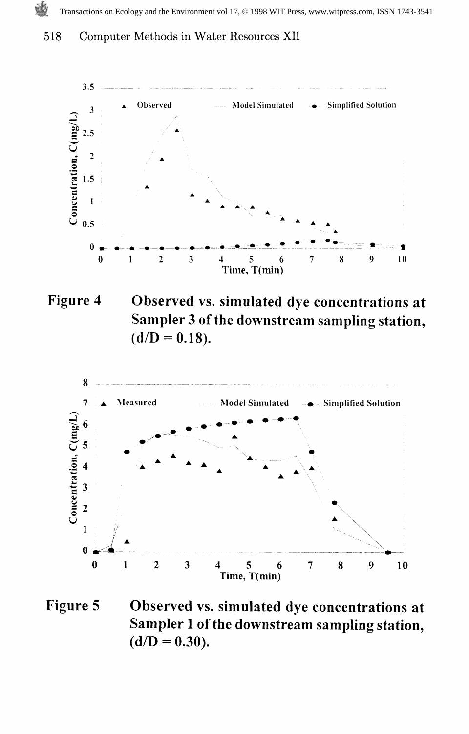3.5

3

2.5

2

1.5

1

0.5

0

Concentration, C(mg/L)

▲ Observed

Model Simulated

● Simplified Solution

0 1 2 3 4 5 6 7 8 9 10

Time, T(min)

**Figure 4** Observed vs. simulated dye concentrations at Sampler 3 of the downstream sampling station, (d/D = 0.18).

8

7

6

5

4

3

2

1

0

Concentration, C(mg/L)

▲ Measured

Model Simulated

● Simplified Solution

0 1 2 3 4 5 6 7 8 9 10

Time, T(min)

**Figure 5** Observed vs. simulated dye concentrations at Sampler 1 of the downstream sampling station, (d/D = 0.30).